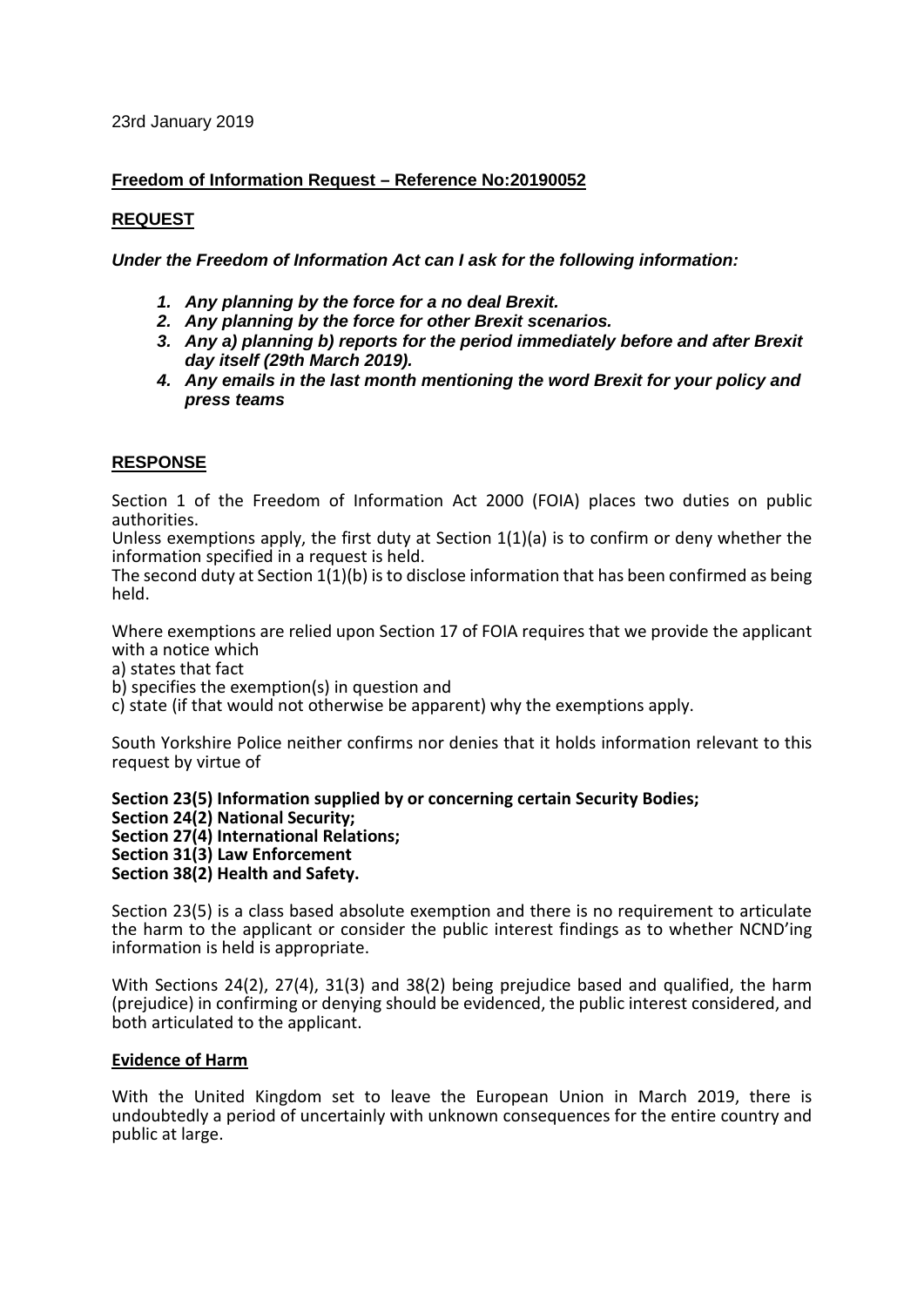23rd January 2019

**Freedom of Information Request – Reference No:20190052**

**REQUEST**

***Under the Freedom of Information Act can I ask for the following information:***

1. ***Any planning by the force for a no deal Brexit.***
2. ***Any planning by the force for other Brexit scenarios.***
3. ***Any a) planning b) reports for the period immediately before and after Brexit day itself (29th March 2019).***
4. ***Any emails in the last month mentioning the word Brexit for your policy and press teams***

**RESPONSE**

Section 1 of the Freedom of Information Act 2000 (FOIA) places two duties on public authorities.
Unless exemptions apply, the first duty at Section 1(1)(a) is to confirm or deny whether the information specified in a request is held.
The second duty at Section 1(1)(b) is to disclose information that has been confirmed as being held.

Where exemptions are relied upon Section 17 of FOIA requires that we provide the applicant with a notice which
a) states that fact
b) specifies the exemption(s) in question and
c) state (if that would not otherwise be apparent) why the exemptions apply.

South Yorkshire Police neither confirms nor denies that it holds information relevant to this request by virtue of

**Section 23(5) Information supplied by or concerning certain Security Bodies;**
**Section 24(2) National Security;**
**Section 27(4) International Relations;**
**Section 31(3) Law Enforcement**
**Section 38(2) Health and Safety.**

Section 23(5) is a class based absolute exemption and there is no requirement to articulate the harm to the applicant or consider the public interest findings as to whether NCND'ing information is held is appropriate.

With Sections 24(2), 27(4), 31(3) and 38(2) being prejudice based and qualified, the harm (prejudice) in confirming or denying should be evidenced, the public interest considered, and both articulated to the applicant.

**Evidence of Harm**

With the United Kingdom set to leave the European Union in March 2019, there is undoubtedly a period of uncertainly with unknown consequences for the entire country and public at large.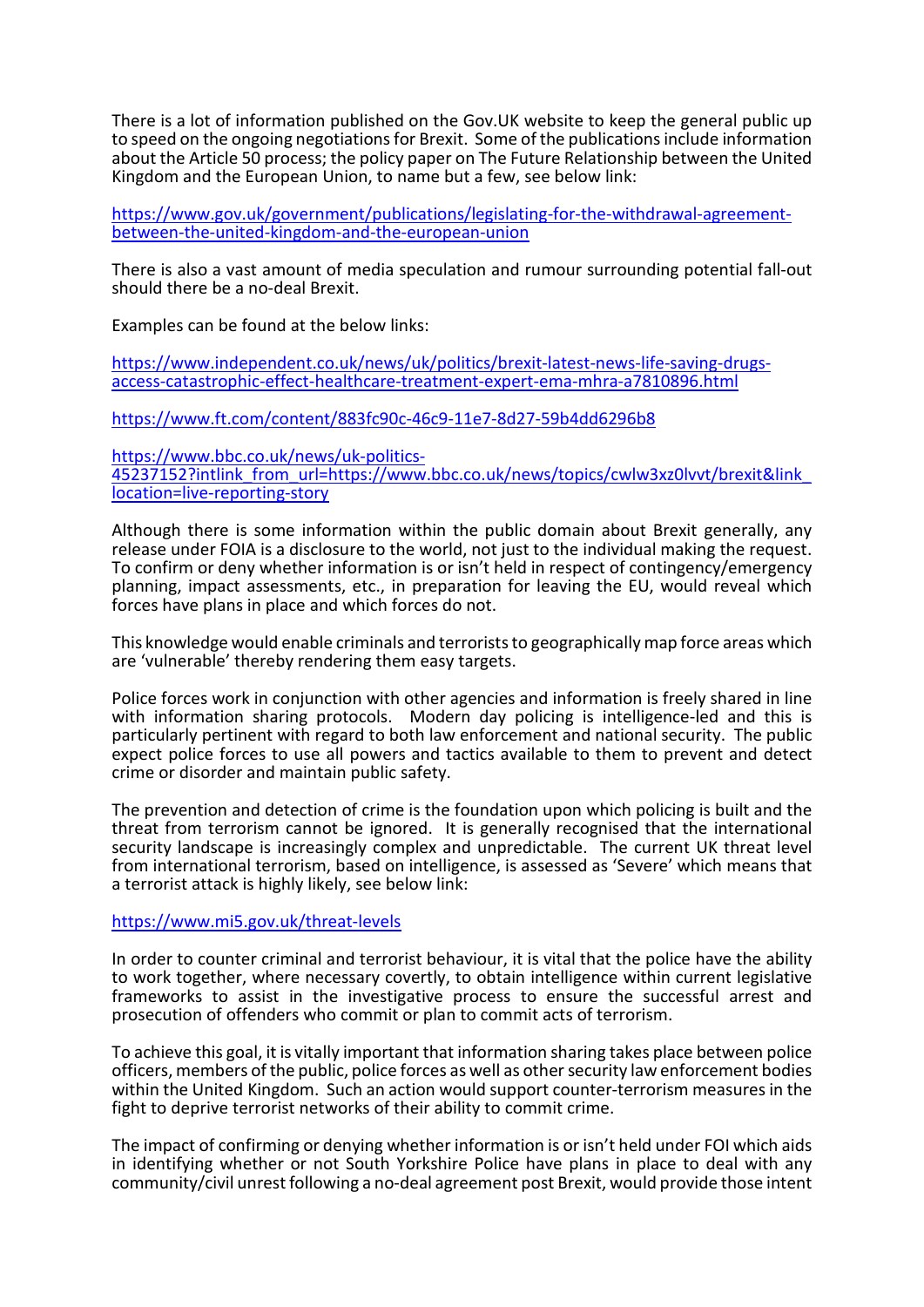There is a lot of information published on the Gov.UK website to keep the general public up to speed on the ongoing negotiations for Brexit. Some of the publications include information about the Article 50 process; the policy paper on The Future Relationship between the United Kingdom and the European Union, to name but a few, see below link:

https://www.gov.uk/government/publications/legislating-for-the-withdrawal-agreement-between-the-united-kingdom-and-the-european-union

There is also a vast amount of media speculation and rumour surrounding potential fall-out should there be a no-deal Brexit.

Examples can be found at the below links:

https://www.independent.co.uk/news/uk/politics/brexit-latest-news-life-saving-drugs-access-catastrophic-effect-healthcare-treatment-expert-ema-mhra-a7810896.html

https://www.ft.com/content/883fc90c-46c9-11e7-8d27-59b4dd6296b8

https://www.bbc.co.uk/news/uk-politics-45237152?intlink_from_url=https://www.bbc.co.uk/news/topics/cwlw3xz0lvvt/brexit&link_location=live-reporting-story

Although there is some information within the public domain about Brexit generally, any release under FOIA is a disclosure to the world, not just to the individual making the request. To confirm or deny whether information is or isn't held in respect of contingency/emergency planning, impact assessments, etc., in preparation for leaving the EU, would reveal which forces have plans in place and which forces do not.

This knowledge would enable criminals and terrorists to geographically map force areas which are 'vulnerable' thereby rendering them easy targets.

Police forces work in conjunction with other agencies and information is freely shared in line with information sharing protocols. Modern day policing is intelligence-led and this is particularly pertinent with regard to both law enforcement and national security. The public expect police forces to use all powers and tactics available to them to prevent and detect crime or disorder and maintain public safety.

The prevention and detection of crime is the foundation upon which policing is built and the threat from terrorism cannot be ignored. It is generally recognised that the international security landscape is increasingly complex and unpredictable. The current UK threat level from international terrorism, based on intelligence, is assessed as 'Severe' which means that a terrorist attack is highly likely, see below link:

https://www.mi5.gov.uk/threat-levels

In order to counter criminal and terrorist behaviour, it is vital that the police have the ability to work together, where necessary covertly, to obtain intelligence within current legislative frameworks to assist in the investigative process to ensure the successful arrest and prosecution of offenders who commit or plan to commit acts of terrorism.

To achieve this goal, it is vitally important that information sharing takes place between police officers, members of the public, police forces as well as other security law enforcement bodies within the United Kingdom. Such an action would support counter-terrorism measures in the fight to deprive terrorist networks of their ability to commit crime.

The impact of confirming or denying whether information is or isn't held under FOI which aids in identifying whether or not South Yorkshire Police have plans in place to deal with any community/civil unrest following a no-deal agreement post Brexit, would provide those intent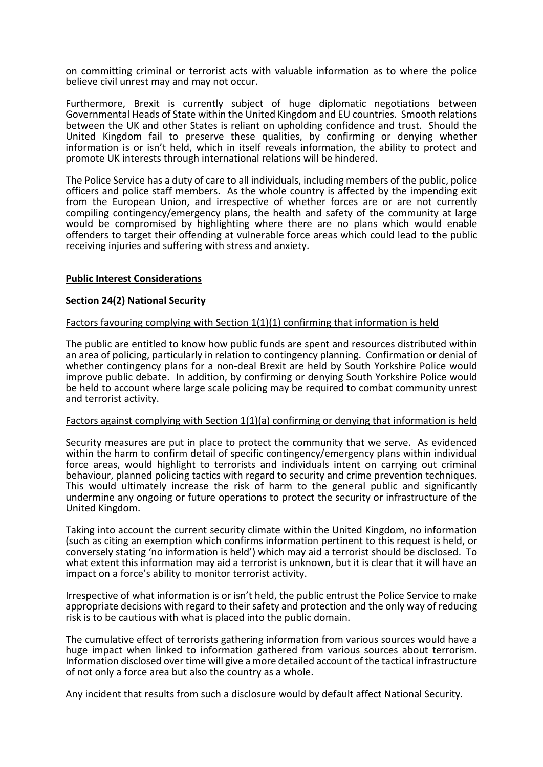on committing criminal or terrorist acts with valuable information as to where the police believe civil unrest may and may not occur.

Furthermore, Brexit is currently subject of huge diplomatic negotiations between Governmental Heads of State within the United Kingdom and EU countries. Smooth relations between the UK and other States is reliant on upholding confidence and trust. Should the United Kingdom fail to preserve these qualities, by confirming or denying whether information is or isn't held, which in itself reveals information, the ability to protect and promote UK interests through international relations will be hindered.

The Police Service has a duty of care to all individuals, including members of the public, police officers and police staff members. As the whole country is affected by the impending exit from the European Union, and irrespective of whether forces are or are not currently compiling contingency/emergency plans, the health and safety of the community at large would be compromised by highlighting where there are no plans which would enable offenders to target their offending at vulnerable force areas which could lead to the public receiving injuries and suffering with stress and anxiety.

**Public Interest Considerations**

**Section 24(2) National Security**

Factors favouring complying with Section 1(1)(1) confirming that information is held

The public are entitled to know how public funds are spent and resources distributed within an area of policing, particularly in relation to contingency planning. Confirmation or denial of whether contingency plans for a non-deal Brexit are held by South Yorkshire Police would improve public debate. In addition, by confirming or denying South Yorkshire Police would be held to account where large scale policing may be required to combat community unrest and terrorist activity.

Factors against complying with Section 1(1)(a) confirming or denying that information is held

Security measures are put in place to protect the community that we serve. As evidenced within the harm to confirm detail of specific contingency/emergency plans within individual force areas, would highlight to terrorists and individuals intent on carrying out criminal behaviour, planned policing tactics with regard to security and crime prevention techniques. This would ultimately increase the risk of harm to the general public and significantly undermine any ongoing or future operations to protect the security or infrastructure of the United Kingdom.

Taking into account the current security climate within the United Kingdom, no information (such as citing an exemption which confirms information pertinent to this request is held, or conversely stating 'no information is held') which may aid a terrorist should be disclosed. To what extent this information may aid a terrorist is unknown, but it is clear that it will have an impact on a force's ability to monitor terrorist activity.

Irrespective of what information is or isn't held, the public entrust the Police Service to make appropriate decisions with regard to their safety and protection and the only way of reducing risk is to be cautious with what is placed into the public domain.

The cumulative effect of terrorists gathering information from various sources would have a huge impact when linked to information gathered from various sources about terrorism. Information disclosed over time will give a more detailed account of the tactical infrastructure of not only a force area but also the country as a whole.

Any incident that results from such a disclosure would by default affect National Security.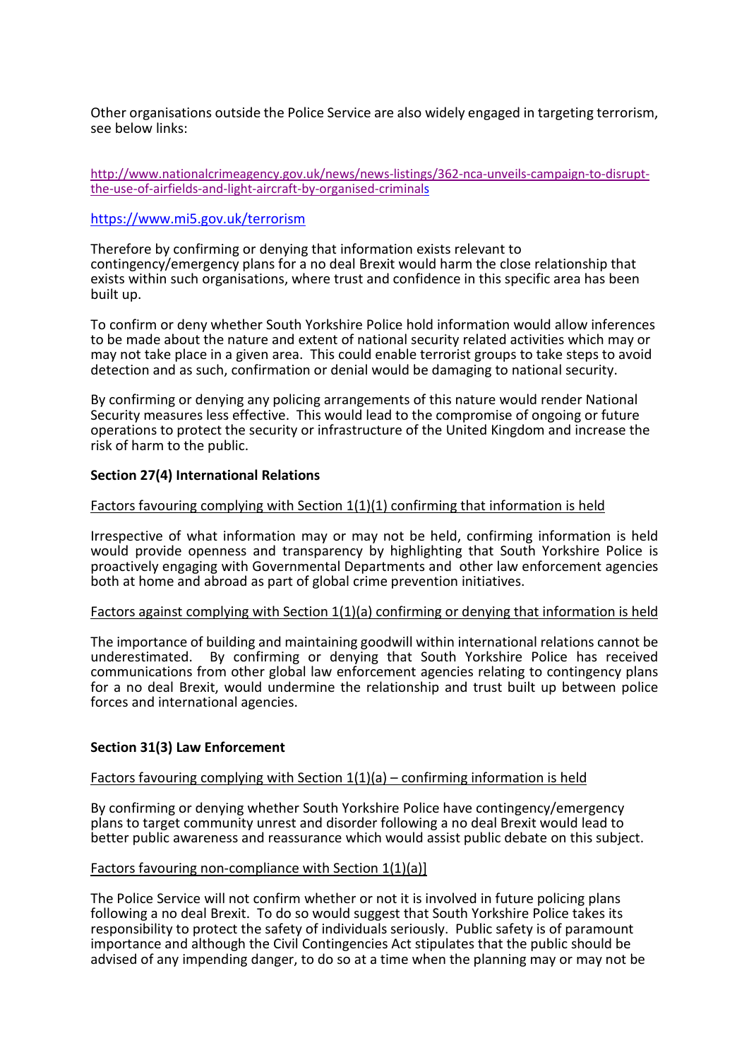Other organisations outside the Police Service are also widely engaged in targeting terrorism, see below links:

http://www.nationalcrimeagency.gov.uk/news/news-listings/362-nca-unveils-campaign-to-disrupt-the-use-of-airfields-and-light-aircraft-by-organised-criminals

https://www.mi5.gov.uk/terrorism

Therefore by confirming or denying that information exists relevant to contingency/emergency plans for a no deal Brexit would harm the close relationship that exists within such organisations, where trust and confidence in this specific area has been built up.

To confirm or deny whether South Yorkshire Police hold information would allow inferences to be made about the nature and extent of national security related activities which may or may not take place in a given area. This could enable terrorist groups to take steps to avoid detection and as such, confirmation or denial would be damaging to national security.

By confirming or denying any policing arrangements of this nature would render National Security measures less effective. This would lead to the compromise of ongoing or future operations to protect the security or infrastructure of the United Kingdom and increase the risk of harm to the public.

**Section 27(4) International Relations**

Factors favouring complying with Section 1(1)(1) confirming that information is held

Irrespective of what information may or may not be held, confirming information is held would provide openness and transparency by highlighting that South Yorkshire Police is proactively engaging with Governmental Departments and other law enforcement agencies both at home and abroad as part of global crime prevention initiatives.

Factors against complying with Section 1(1)(a) confirming or denying that information is held

The importance of building and maintaining goodwill within international relations cannot be underestimated. By confirming or denying that South Yorkshire Police has received communications from other global law enforcement agencies relating to contingency plans for a no deal Brexit, would undermine the relationship and trust built up between police forces and international agencies.

**Section 31(3) Law Enforcement**

Factors favouring complying with Section 1(1)(a) – confirming information is held

By confirming or denying whether South Yorkshire Police have contingency/emergency plans to target community unrest and disorder following a no deal Brexit would lead to better public awareness and reassurance which would assist public debate on this subject.

Factors favouring non-compliance with Section 1(1)(a)]

The Police Service will not confirm whether or not it is involved in future policing plans following a no deal Brexit. To do so would suggest that South Yorkshire Police takes its responsibility to protect the safety of individuals seriously. Public safety is of paramount importance and although the Civil Contingencies Act stipulates that the public should be advised of any impending danger, to do so at a time when the planning may or may not be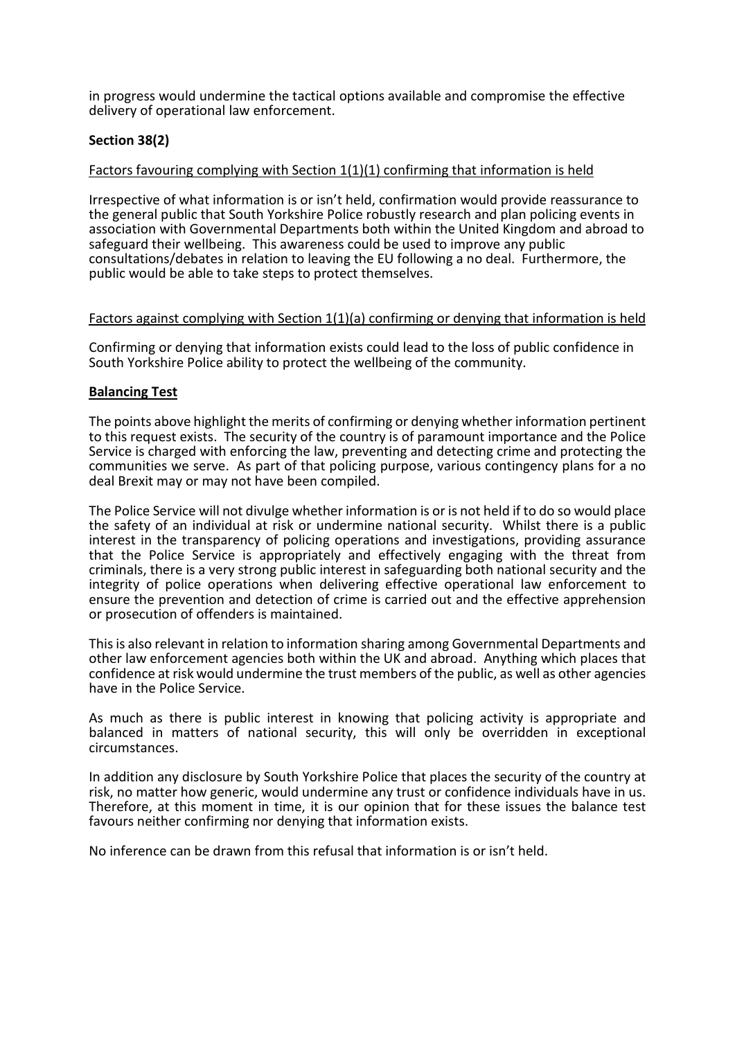in progress would undermine the tactical options available and compromise the effective delivery of operational law enforcement.

**Section 38(2)**

Factors favouring complying with Section 1(1)(1) confirming that information is held

Irrespective of what information is or isn't held, confirmation would provide reassurance to the general public that South Yorkshire Police robustly research and plan policing events in association with Governmental Departments both within the United Kingdom and abroad to safeguard their wellbeing. This awareness could be used to improve any public consultations/debates in relation to leaving the EU following a no deal. Furthermore, the public would be able to take steps to protect themselves.

Factors against complying with Section 1(1)(a) confirming or denying that information is held

Confirming or denying that information exists could lead to the loss of public confidence in South Yorkshire Police ability to protect the wellbeing of the community.

**Balancing Test**

The points above highlight the merits of confirming or denying whether information pertinent to this request exists. The security of the country is of paramount importance and the Police Service is charged with enforcing the law, preventing and detecting crime and protecting the communities we serve. As part of that policing purpose, various contingency plans for a no deal Brexit may or may not have been compiled.

The Police Service will not divulge whether information is or is not held if to do so would place the safety of an individual at risk or undermine national security. Whilst there is a public interest in the transparency of policing operations and investigations, providing assurance that the Police Service is appropriately and effectively engaging with the threat from criminals, there is a very strong public interest in safeguarding both national security and the integrity of police operations when delivering effective operational law enforcement to ensure the prevention and detection of crime is carried out and the effective apprehension or prosecution of offenders is maintained.

This is also relevant in relation to information sharing among Governmental Departments and other law enforcement agencies both within the UK and abroad. Anything which places that confidence at risk would undermine the trust members of the public, as well as other agencies have in the Police Service.

As much as there is public interest in knowing that policing activity is appropriate and balanced in matters of national security, this will only be overridden in exceptional circumstances.

In addition any disclosure by South Yorkshire Police that places the security of the country at risk, no matter how generic, would undermine any trust or confidence individuals have in us. Therefore, at this moment in time, it is our opinion that for these issues the balance test favours neither confirming nor denying that information exists.

No inference can be drawn from this refusal that information is or isn't held.